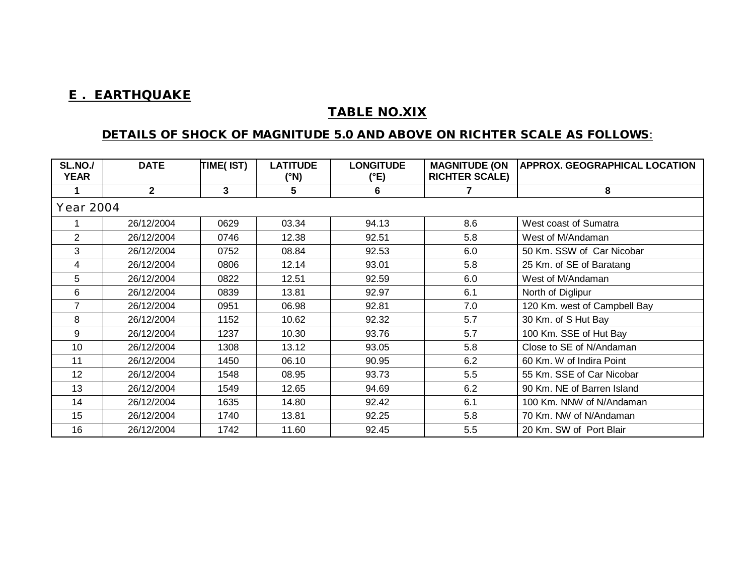## E . EARTHQUAKE

### TABLE NO.XIX

### DETAILS OF SHOCK OF MAGNITUDE 5.0 AND ABOVE ON RICHTER SCALE AS FOLLOWS:

| SL.NO./ YEAR | DATE | TIME( IST) | LATITUDE (°N) | LONGITUDE (°E) | MAGNITUDE (ON RICHTER SCALE) | APPROX. GEOGRAPHICAL LOCATION |
|---|---|---|---|---|---|---|
| 1 | 2 | 3 | 5 | 6 | 7 | 8 |
| Year 2004 | | | | | | |
| 1 | 26/12/2004 | 0629 | 03.34 | 94.13 | 8.6 | West coast of Sumatra |
| 2 | 26/12/2004 | 0746 | 12.38 | 92.51 | 5.8 | West of M/Andaman |
| 3 | 26/12/2004 | 0752 | 08.84 | 92.53 | 6.0 | 50 Km. SSW of Car Nicobar |
| 4 | 26/12/2004 | 0806 | 12.14 | 93.01 | 5.8 | 25 Km. of SE of Baratang |
| 5 | 26/12/2004 | 0822 | 12.51 | 92.59 | 6.0 | West of M/Andaman |
| 6 | 26/12/2004 | 0839 | 13.81 | 92.97 | 6.1 | North of Diglipur |
| 7 | 26/12/2004 | 0951 | 06.98 | 92.81 | 7.0 | 120 Km. west of Campbell Bay |
| 8 | 26/12/2004 | 1152 | 10.62 | 92.32 | 5.7 | 30 Km. of S Hut Bay |
| 9 | 26/12/2004 | 1237 | 10.30 | 93.76 | 5.7 | 100 Km. SSE of Hut Bay |
| 10 | 26/12/2004 | 1308 | 13.12 | 93.05 | 5.8 | Close to SE of N/Andaman |
| 11 | 26/12/2004 | 1450 | 06.10 | 90.95 | 6.2 | 60 Km. W of Indira Point |
| 12 | 26/12/2004 | 1548 | 08.95 | 93.73 | 5.5 | 55 Km. SSE of Car Nicobar |
| 13 | 26/12/2004 | 1549 | 12.65 | 94.69 | 6.2 | 90 Km. NE of Barren Island |
| 14 | 26/12/2004 | 1635 | 14.80 | 92.42 | 6.1 | 100 Km. NNW of N/Andaman |
| 15 | 26/12/2004 | 1740 | 13.81 | 92.25 | 5.8 | 70 Km. NW of N/Andaman |
| 16 | 26/12/2004 | 1742 | 11.60 | 92.45 | 5.5 | 20 Km. SW of Port Blair |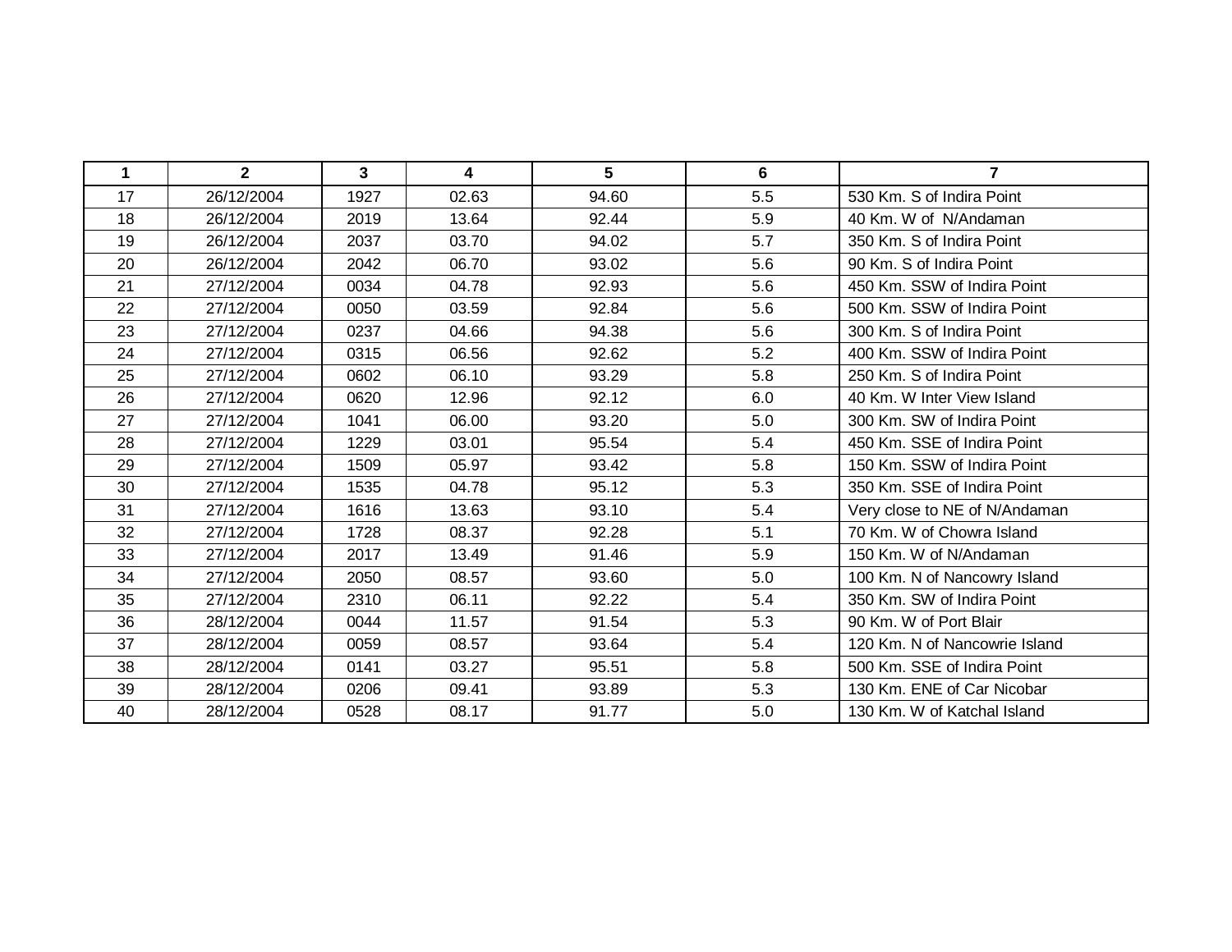| 1 | 2 | 3 | 4 | 5 | 6 | 7 |
|---|---|---|---|---|---|---|
| 17 | 26/12/2004 | 1927 | 02.63 | 94.60 | 5.5 | 530 Km. S of Indira Point |
| 18 | 26/12/2004 | 2019 | 13.64 | 92.44 | 5.9 | 40 Km. W of N/Andaman |
| 19 | 26/12/2004 | 2037 | 03.70 | 94.02 | 5.7 | 350 Km. S of Indira Point |
| 20 | 26/12/2004 | 2042 | 06.70 | 93.02 | 5.6 | 90 Km. S of Indira Point |
| 21 | 27/12/2004 | 0034 | 04.78 | 92.93 | 5.6 | 450 Km. SSW of Indira Point |
| 22 | 27/12/2004 | 0050 | 03.59 | 92.84 | 5.6 | 500 Km. SSW of Indira Point |
| 23 | 27/12/2004 | 0237 | 04.66 | 94.38 | 5.6 | 300 Km. S of Indira Point |
| 24 | 27/12/2004 | 0315 | 06.56 | 92.62 | 5.2 | 400 Km. SSW of Indira Point |
| 25 | 27/12/2004 | 0602 | 06.10 | 93.29 | 5.8 | 250 Km. S of Indira Point |
| 26 | 27/12/2004 | 0620 | 12.96 | 92.12 | 6.0 | 40 Km. W Inter View Island |
| 27 | 27/12/2004 | 1041 | 06.00 | 93.20 | 5.0 | 300 Km. SW of Indira Point |
| 28 | 27/12/2004 | 1229 | 03.01 | 95.54 | 5.4 | 450 Km. SSE of Indira Point |
| 29 | 27/12/2004 | 1509 | 05.97 | 93.42 | 5.8 | 150 Km. SSW of Indira Point |
| 30 | 27/12/2004 | 1535 | 04.78 | 95.12 | 5.3 | 350 Km. SSE of Indira Point |
| 31 | 27/12/2004 | 1616 | 13.63 | 93.10 | 5.4 | Very close to NE of N/Andaman |
| 32 | 27/12/2004 | 1728 | 08.37 | 92.28 | 5.1 | 70 Km. W of Chowra Island |
| 33 | 27/12/2004 | 2017 | 13.49 | 91.46 | 5.9 | 150 Km. W of N/Andaman |
| 34 | 27/12/2004 | 2050 | 08.57 | 93.60 | 5.0 | 100 Km. N of Nancowry Island |
| 35 | 27/12/2004 | 2310 | 06.11 | 92.22 | 5.4 | 350 Km. SW of Indira Point |
| 36 | 28/12/2004 | 0044 | 11.57 | 91.54 | 5.3 | 90 Km. W of Port Blair |
| 37 | 28/12/2004 | 0059 | 08.57 | 93.64 | 5.4 | 120 Km. N of Nancowrie Island |
| 38 | 28/12/2004 | 0141 | 03.27 | 95.51 | 5.8 | 500 Km. SSE of Indira Point |
| 39 | 28/12/2004 | 0206 | 09.41 | 93.89 | 5.3 | 130 Km. ENE of Car Nicobar |
| 40 | 28/12/2004 | 0528 | 08.17 | 91.77 | 5.0 | 130 Km. W of Katchal Island |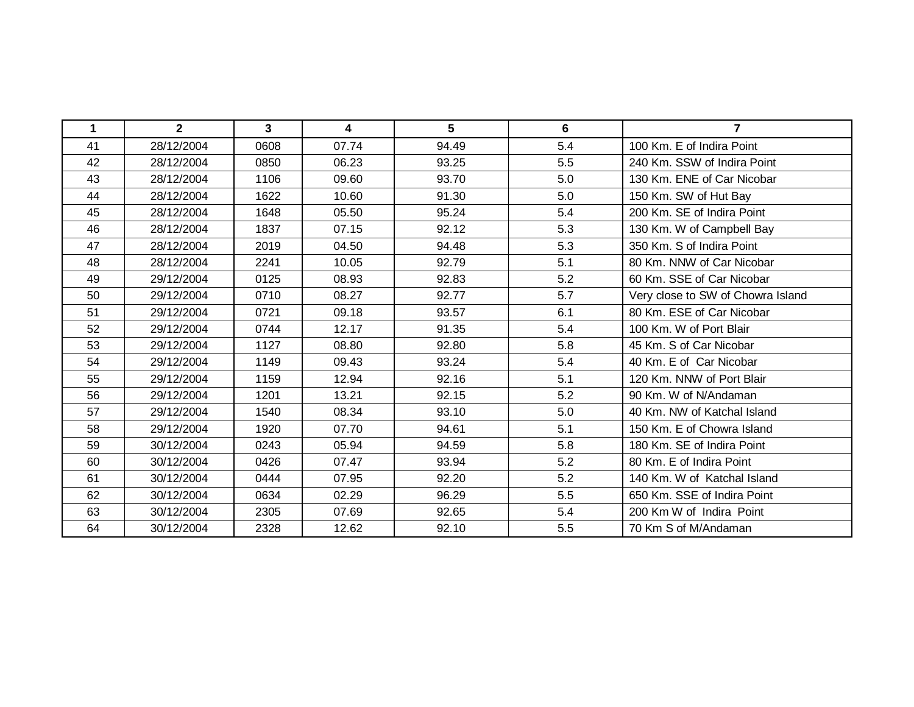| 1 | 2 | 3 | 4 | 5 | 6 | 7 |
|---|---|---|---|---|---|---|
| 41 | 28/12/2004 | 0608 | 07.74 | 94.49 | 5.4 | 100 Km. E of Indira Point |
| 42 | 28/12/2004 | 0850 | 06.23 | 93.25 | 5.5 | 240 Km. SSW of Indira Point |
| 43 | 28/12/2004 | 1106 | 09.60 | 93.70 | 5.0 | 130 Km. ENE of Car Nicobar |
| 44 | 28/12/2004 | 1622 | 10.60 | 91.30 | 5.0 | 150 Km. SW of Hut Bay |
| 45 | 28/12/2004 | 1648 | 05.50 | 95.24 | 5.4 | 200 Km. SE of Indira Point |
| 46 | 28/12/2004 | 1837 | 07.15 | 92.12 | 5.3 | 130 Km. W of Campbell Bay |
| 47 | 28/12/2004 | 2019 | 04.50 | 94.48 | 5.3 | 350 Km. S of Indira Point |
| 48 | 28/12/2004 | 2241 | 10.05 | 92.79 | 5.1 | 80 Km. NNW of Car Nicobar |
| 49 | 29/12/2004 | 0125 | 08.93 | 92.83 | 5.2 | 60 Km. SSE of Car Nicobar |
| 50 | 29/12/2004 | 0710 | 08.27 | 92.77 | 5.7 | Very close to SW of Chowra Island |
| 51 | 29/12/2004 | 0721 | 09.18 | 93.57 | 6.1 | 80 Km. ESE of Car Nicobar |
| 52 | 29/12/2004 | 0744 | 12.17 | 91.35 | 5.4 | 100 Km. W of Port Blair |
| 53 | 29/12/2004 | 1127 | 08.80 | 92.80 | 5.8 | 45 Km. S of Car Nicobar |
| 54 | 29/12/2004 | 1149 | 09.43 | 93.24 | 5.4 | 40 Km. E of Car Nicobar |
| 55 | 29/12/2004 | 1159 | 12.94 | 92.16 | 5.1 | 120 Km. NNW of Port Blair |
| 56 | 29/12/2004 | 1201 | 13.21 | 92.15 | 5.2 | 90 Km. W of N/Andaman |
| 57 | 29/12/2004 | 1540 | 08.34 | 93.10 | 5.0 | 40 Km. NW of Katchal Island |
| 58 | 29/12/2004 | 1920 | 07.70 | 94.61 | 5.1 | 150 Km. E of Chowra Island |
| 59 | 30/12/2004 | 0243 | 05.94 | 94.59 | 5.8 | 180 Km. SE of Indira Point |
| 60 | 30/12/2004 | 0426 | 07.47 | 93.94 | 5.2 | 80 Km. E of Indira Point |
| 61 | 30/12/2004 | 0444 | 07.95 | 92.20 | 5.2 | 140 Km. W of Katchal Island |
| 62 | 30/12/2004 | 0634 | 02.29 | 96.29 | 5.5 | 650 Km. SSE of Indira Point |
| 63 | 30/12/2004 | 2305 | 07.69 | 92.65 | 5.4 | 200 Km W of Indira Point |
| 64 | 30/12/2004 | 2328 | 12.62 | 92.10 | 5.5 | 70 Km S of M/Andaman |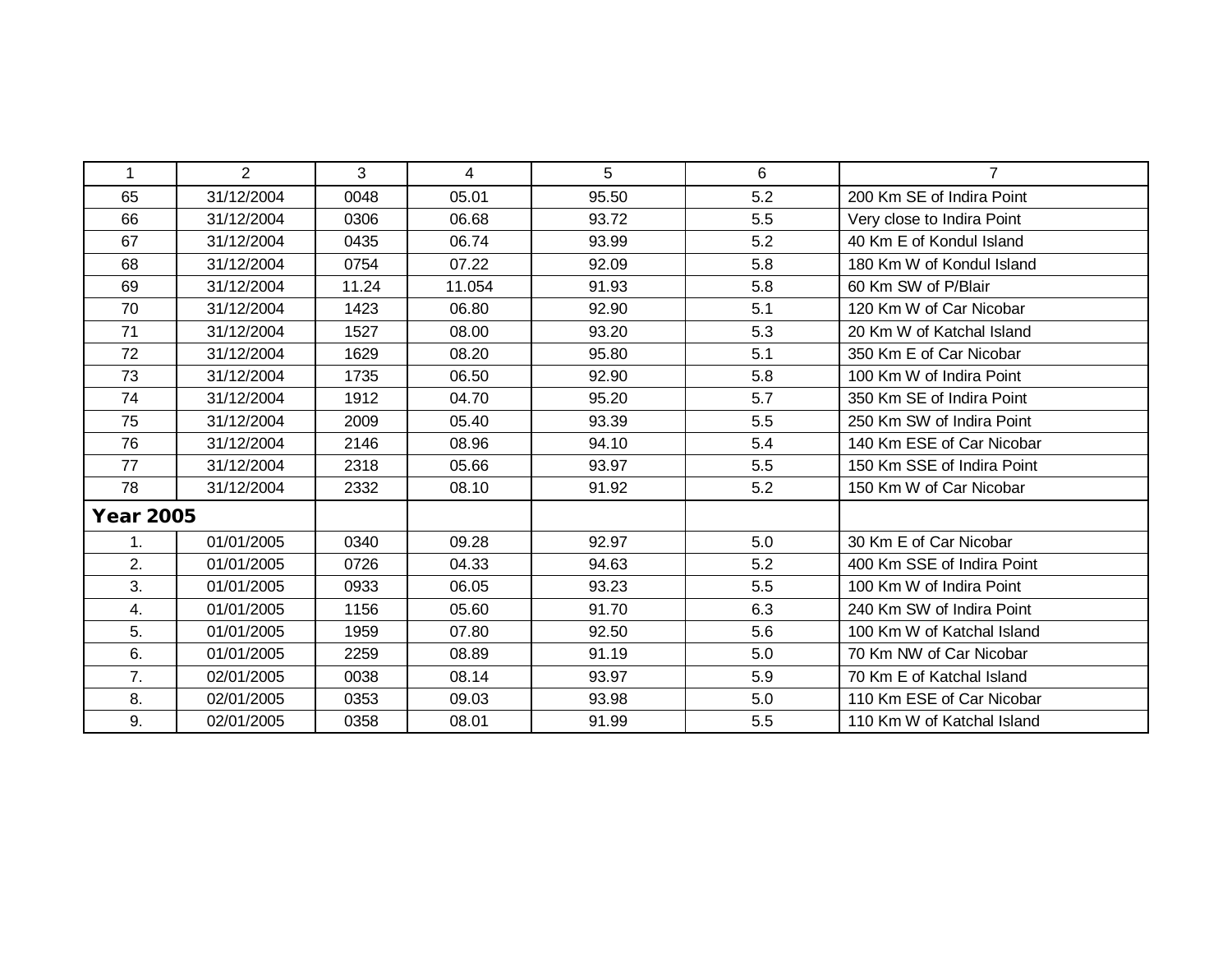| 1 | 2 | 3 | 4 | 5 | 6 | 7 |
|---|---|---|---|---|---|---|
| 65 | 31/12/2004 | 0048 | 05.01 | 95.50 | 5.2 | 200 Km SE of Indira Point |
| 66 | 31/12/2004 | 0306 | 06.68 | 93.72 | 5.5 | Very close to Indira Point |
| 67 | 31/12/2004 | 0435 | 06.74 | 93.99 | 5.2 | 40 Km E of Kondul Island |
| 68 | 31/12/2004 | 0754 | 07.22 | 92.09 | 5.8 | 180 Km W of Kondul Island |
| 69 | 31/12/2004 | 11.24 | 11.054 | 91.93 | 5.8 | 60 Km SW of P/Blair |
| 70 | 31/12/2004 | 1423 | 06.80 | 92.90 | 5.1 | 120 Km W of Car Nicobar |
| 71 | 31/12/2004 | 1527 | 08.00 | 93.20 | 5.3 | 20 Km W of Katchal Island |
| 72 | 31/12/2004 | 1629 | 08.20 | 95.80 | 5.1 | 350 Km E of Car Nicobar |
| 73 | 31/12/2004 | 1735 | 06.50 | 92.90 | 5.8 | 100 Km W of Indira Point |
| 74 | 31/12/2004 | 1912 | 04.70 | 95.20 | 5.7 | 350 Km SE of Indira Point |
| 75 | 31/12/2004 | 2009 | 05.40 | 93.39 | 5.5 | 250 Km SW of Indira Point |
| 76 | 31/12/2004 | 2146 | 08.96 | 94.10 | 5.4 | 140 Km ESE of Car Nicobar |
| 77 | 31/12/2004 | 2318 | 05.66 | 93.97 | 5.5 | 150 Km SSE of Indira Point |
| 78 | 31/12/2004 | 2332 | 08.10 | 91.92 | 5.2 | 150 Km W of Car Nicobar |
| **Year 2005** | | | | | | |
| 1. | 01/01/2005 | 0340 | 09.28 | 92.97 | 5.0 | 30 Km E of Car Nicobar |
| 2. | 01/01/2005 | 0726 | 04.33 | 94.63 | 5.2 | 400 Km SSE of Indira Point |
| 3. | 01/01/2005 | 0933 | 06.05 | 93.23 | 5.5 | 100 Km W of Indira Point |
| 4. | 01/01/2005 | 1156 | 05.60 | 91.70 | 6.3 | 240 Km SW of Indira Point |
| 5. | 01/01/2005 | 1959 | 07.80 | 92.50 | 5.6 | 100 Km W of Katchal Island |
| 6. | 01/01/2005 | 2259 | 08.89 | 91.19 | 5.0 | 70 Km NW of Car Nicobar |
| 7. | 02/01/2005 | 0038 | 08.14 | 93.97 | 5.9 | 70 Km E of Katchal Island |
| 8. | 02/01/2005 | 0353 | 09.03 | 93.98 | 5.0 | 110 Km ESE of Car Nicobar |
| 9. | 02/01/2005 | 0358 | 08.01 | 91.99 | 5.5 | 110 Km W of Katchal Island |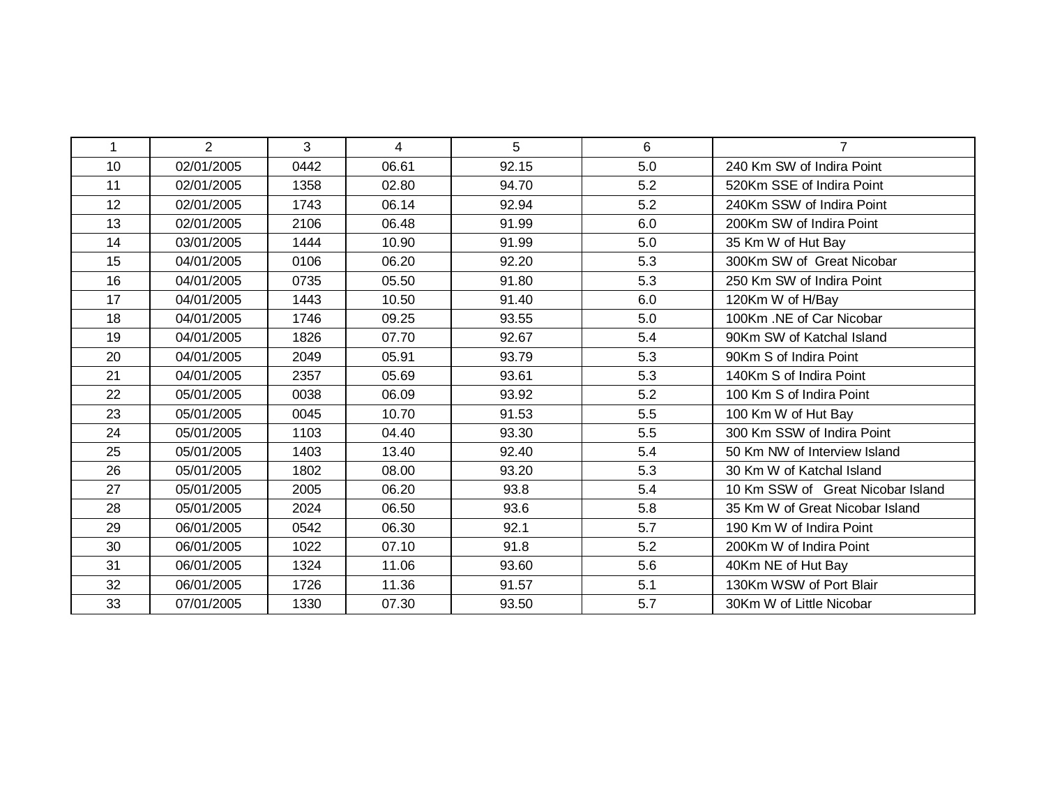| 1 | 2 | 3 | 4 | 5 | 6 | 7 |
|---|---|---|---|---|---|---|
| 10 | 02/01/2005 | 0442 | 06.61 | 92.15 | 5.0 | 240 Km SW of Indira Point |
| 11 | 02/01/2005 | 1358 | 02.80 | 94.70 | 5.2 | 520Km SSE of Indira Point |
| 12 | 02/01/2005 | 1743 | 06.14 | 92.94 | 5.2 | 240Km SSW of Indira Point |
| 13 | 02/01/2005 | 2106 | 06.48 | 91.99 | 6.0 | 200Km SW of Indira Point |
| 14 | 03/01/2005 | 1444 | 10.90 | 91.99 | 5.0 | 35 Km W of Hut Bay |
| 15 | 04/01/2005 | 0106 | 06.20 | 92.20 | 5.3 | 300Km SW of Great Nicobar |
| 16 | 04/01/2005 | 0735 | 05.50 | 91.80 | 5.3 | 250 Km SW of Indira Point |
| 17 | 04/01/2005 | 1443 | 10.50 | 91.40 | 6.0 | 120Km W of H/Bay |
| 18 | 04/01/2005 | 1746 | 09.25 | 93.55 | 5.0 | 100Km .NE of Car Nicobar |
| 19 | 04/01/2005 | 1826 | 07.70 | 92.67 | 5.4 | 90Km SW of Katchal Island |
| 20 | 04/01/2005 | 2049 | 05.91 | 93.79 | 5.3 | 90Km S of Indira Point |
| 21 | 04/01/2005 | 2357 | 05.69 | 93.61 | 5.3 | 140Km S of Indira Point |
| 22 | 05/01/2005 | 0038 | 06.09 | 93.92 | 5.2 | 100 Km S of Indira Point |
| 23 | 05/01/2005 | 0045 | 10.70 | 91.53 | 5.5 | 100 Km W of Hut Bay |
| 24 | 05/01/2005 | 1103 | 04.40 | 93.30 | 5.5 | 300 Km SSW of Indira Point |
| 25 | 05/01/2005 | 1403 | 13.40 | 92.40 | 5.4 | 50 Km NW of Interview Island |
| 26 | 05/01/2005 | 1802 | 08.00 | 93.20 | 5.3 | 30 Km W of Katchal Island |
| 27 | 05/01/2005 | 2005 | 06.20 | 93.8 | 5.4 | 10 Km SSW of Great Nicobar Island |
| 28 | 05/01/2005 | 2024 | 06.50 | 93.6 | 5.8 | 35 Km W of Great Nicobar Island |
| 29 | 06/01/2005 | 0542 | 06.30 | 92.1 | 5.7 | 190 Km W of Indira Point |
| 30 | 06/01/2005 | 1022 | 07.10 | 91.8 | 5.2 | 200Km W of Indira Point |
| 31 | 06/01/2005 | 1324 | 11.06 | 93.60 | 5.6 | 40Km NE of Hut Bay |
| 32 | 06/01/2005 | 1726 | 11.36 | 91.57 | 5.1 | 130Km WSW of Port Blair |
| 33 | 07/01/2005 | 1330 | 07.30 | 93.50 | 5.7 | 30Km W of Little Nicobar |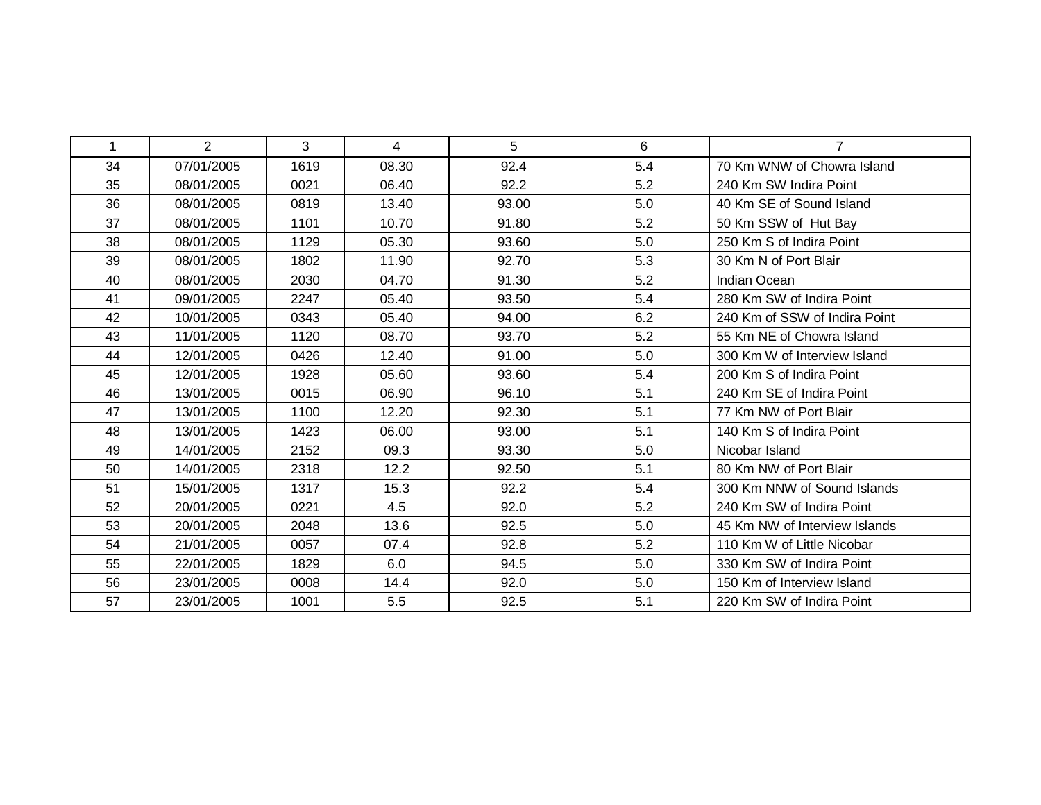| 1 | 2 | 3 | 4 | 5 | 6 | 7 |
|---|---|---|---|---|---|---|
| 34 | 07/01/2005 | 1619 | 08.30 | 92.4 | 5.4 | 70 Km WNW of Chowra Island |
| 35 | 08/01/2005 | 0021 | 06.40 | 92.2 | 5.2 | 240 Km SW Indira Point |
| 36 | 08/01/2005 | 0819 | 13.40 | 93.00 | 5.0 | 40 Km SE of Sound Island |
| 37 | 08/01/2005 | 1101 | 10.70 | 91.80 | 5.2 | 50 Km SSW of Hut Bay |
| 38 | 08/01/2005 | 1129 | 05.30 | 93.60 | 5.0 | 250 Km S of Indira Point |
| 39 | 08/01/2005 | 1802 | 11.90 | 92.70 | 5.3 | 30 Km N of Port Blair |
| 40 | 08/01/2005 | 2030 | 04.70 | 91.30 | 5.2 | Indian Ocean |
| 41 | 09/01/2005 | 2247 | 05.40 | 93.50 | 5.4 | 280 Km SW of Indira Point |
| 42 | 10/01/2005 | 0343 | 05.40 | 94.00 | 6.2 | 240 Km of SSW of Indira Point |
| 43 | 11/01/2005 | 1120 | 08.70 | 93.70 | 5.2 | 55 Km NE of Chowra Island |
| 44 | 12/01/2005 | 0426 | 12.40 | 91.00 | 5.0 | 300 Km W of Interview Island |
| 45 | 12/01/2005 | 1928 | 05.60 | 93.60 | 5.4 | 200 Km S of Indira Point |
| 46 | 13/01/2005 | 0015 | 06.90 | 96.10 | 5.1 | 240 Km SE of Indira Point |
| 47 | 13/01/2005 | 1100 | 12.20 | 92.30 | 5.1 | 77 Km NW of Port Blair |
| 48 | 13/01/2005 | 1423 | 06.00 | 93.00 | 5.1 | 140 Km S of Indira Point |
| 49 | 14/01/2005 | 2152 | 09.3 | 93.30 | 5.0 | Nicobar Island |
| 50 | 14/01/2005 | 2318 | 12.2 | 92.50 | 5.1 | 80 Km NW of Port Blair |
| 51 | 15/01/2005 | 1317 | 15.3 | 92.2 | 5.4 | 300 Km NNW of Sound Islands |
| 52 | 20/01/2005 | 0221 | 4.5 | 92.0 | 5.2 | 240 Km SW of Indira Point |
| 53 | 20/01/2005 | 2048 | 13.6 | 92.5 | 5.0 | 45 Km NW of Interview Islands |
| 54 | 21/01/2005 | 0057 | 07.4 | 92.8 | 5.2 | 110 Km W of Little Nicobar |
| 55 | 22/01/2005 | 1829 | 6.0 | 94.5 | 5.0 | 330 Km SW of Indira Point |
| 56 | 23/01/2005 | 0008 | 14.4 | 92.0 | 5.0 | 150 Km of Interview Island |
| 57 | 23/01/2005 | 1001 | 5.5 | 92.5 | 5.1 | 220 Km SW of Indira Point |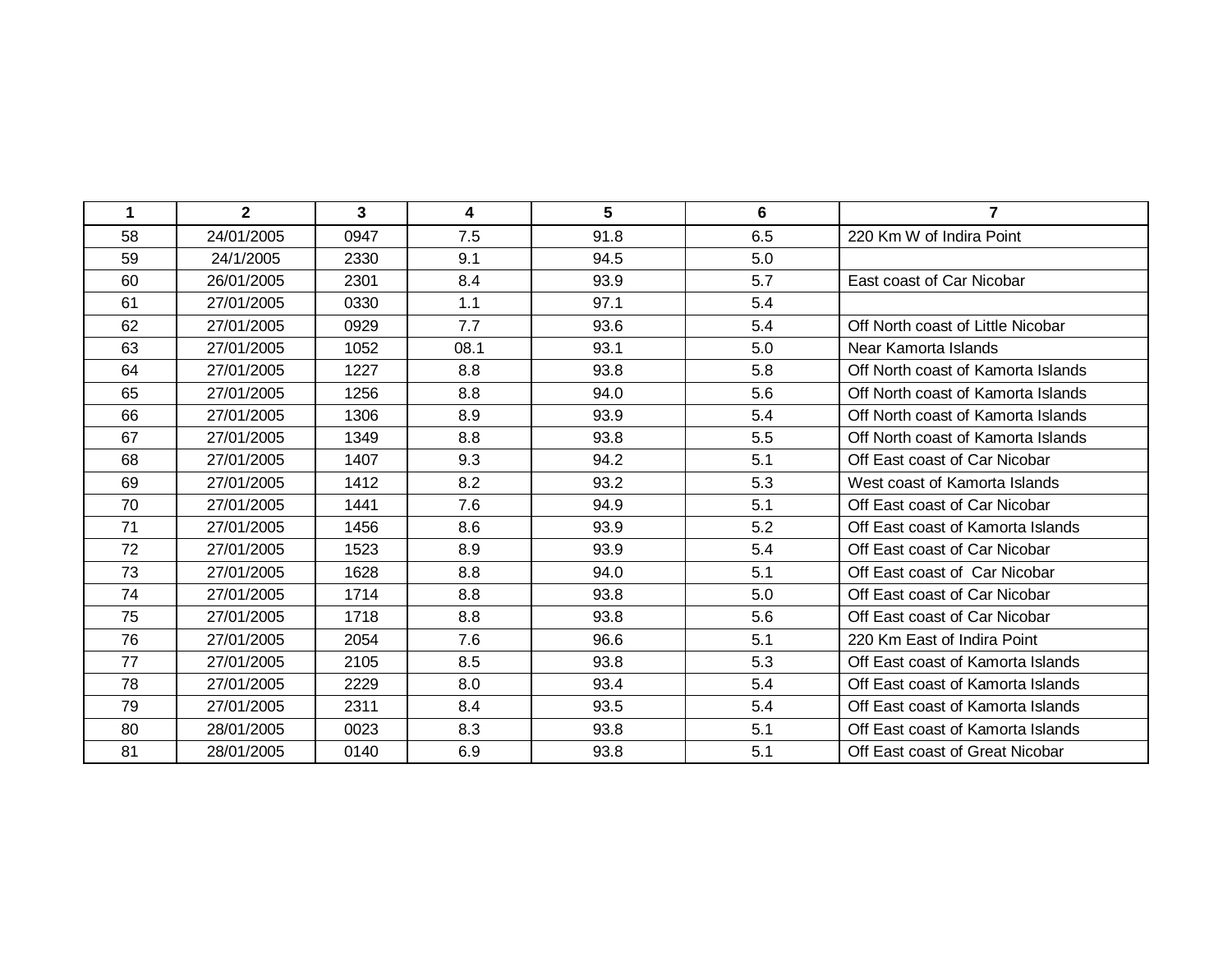| 1 | 2 | 3 | 4 | 5 | 6 | 7 |
|---|---|---|---|---|---|---|
| 58 | 24/01/2005 | 0947 | 7.5 | 91.8 | 6.5 | 220 Km W of Indira Point |
| 59 | 24/1/2005 | 2330 | 9.1 | 94.5 | 5.0 | |
| 60 | 26/01/2005 | 2301 | 8.4 | 93.9 | 5.7 | East coast of Car Nicobar |
| 61 | 27/01/2005 | 0330 | 1.1 | 97.1 | 5.4 | |
| 62 | 27/01/2005 | 0929 | 7.7 | 93.6 | 5.4 | Off North coast of Little Nicobar |
| 63 | 27/01/2005 | 1052 | 08.1 | 93.1 | 5.0 | Near Kamorta Islands |
| 64 | 27/01/2005 | 1227 | 8.8 | 93.8 | 5.8 | Off North coast of Kamorta Islands |
| 65 | 27/01/2005 | 1256 | 8.8 | 94.0 | 5.6 | Off North coast of Kamorta Islands |
| 66 | 27/01/2005 | 1306 | 8.9 | 93.9 | 5.4 | Off North coast of Kamorta Islands |
| 67 | 27/01/2005 | 1349 | 8.8 | 93.8 | 5.5 | Off North coast of Kamorta Islands |
| 68 | 27/01/2005 | 1407 | 9.3 | 94.2 | 5.1 | Off East coast of Car Nicobar |
| 69 | 27/01/2005 | 1412 | 8.2 | 93.2 | 5.3 | West coast of Kamorta Islands |
| 70 | 27/01/2005 | 1441 | 7.6 | 94.9 | 5.1 | Off East coast of Car Nicobar |
| 71 | 27/01/2005 | 1456 | 8.6 | 93.9 | 5.2 | Off East coast of Kamorta Islands |
| 72 | 27/01/2005 | 1523 | 8.9 | 93.9 | 5.4 | Off East coast of Car Nicobar |
| 73 | 27/01/2005 | 1628 | 8.8 | 94.0 | 5.1 | Off East coast of Car Nicobar |
| 74 | 27/01/2005 | 1714 | 8.8 | 93.8 | 5.0 | Off East coast of Car Nicobar |
| 75 | 27/01/2005 | 1718 | 8.8 | 93.8 | 5.6 | Off East coast of Car Nicobar |
| 76 | 27/01/2005 | 2054 | 7.6 | 96.6 | 5.1 | 220 Km East of Indira Point |
| 77 | 27/01/2005 | 2105 | 8.5 | 93.8 | 5.3 | Off East coast of Kamorta Islands |
| 78 | 27/01/2005 | 2229 | 8.0 | 93.4 | 5.4 | Off East coast of Kamorta Islands |
| 79 | 27/01/2005 | 2311 | 8.4 | 93.5 | 5.4 | Off East coast of Kamorta Islands |
| 80 | 28/01/2005 | 0023 | 8.3 | 93.8 | 5.1 | Off East coast of Kamorta Islands |
| 81 | 28/01/2005 | 0140 | 6.9 | 93.8 | 5.1 | Off East coast of Great Nicobar |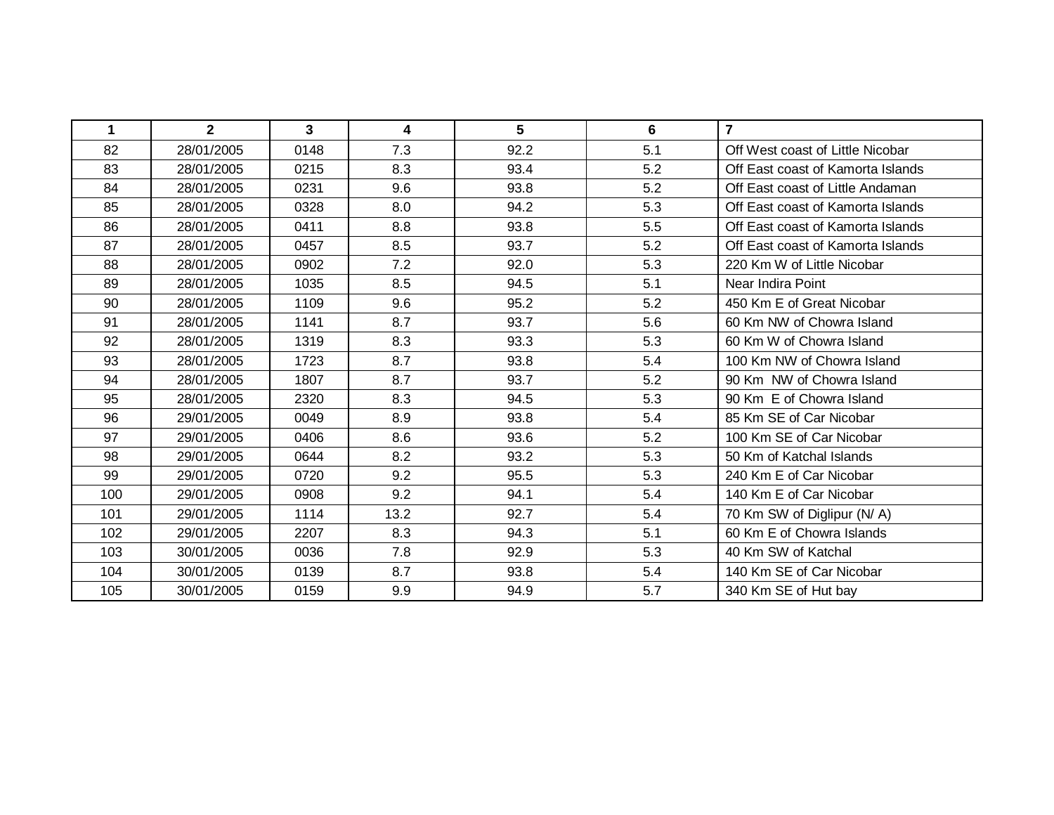| 1 | 2 | 3 | 4 | 5 | 6 | 7 |
|---|---|---|---|---|---|---|
| 82 | 28/01/2005 | 0148 | 7.3 | 92.2 | 5.1 | Off West coast of Little Nicobar |
| 83 | 28/01/2005 | 0215 | 8.3 | 93.4 | 5.2 | Off East coast of Kamorta Islands |
| 84 | 28/01/2005 | 0231 | 9.6 | 93.8 | 5.2 | Off East coast of Little Andaman |
| 85 | 28/01/2005 | 0328 | 8.0 | 94.2 | 5.3 | Off East coast of Kamorta Islands |
| 86 | 28/01/2005 | 0411 | 8.8 | 93.8 | 5.5 | Off East coast of Kamorta Islands |
| 87 | 28/01/2005 | 0457 | 8.5 | 93.7 | 5.2 | Off East coast of Kamorta Islands |
| 88 | 28/01/2005 | 0902 | 7.2 | 92.0 | 5.3 | 220 Km W of Little Nicobar |
| 89 | 28/01/2005 | 1035 | 8.5 | 94.5 | 5.1 | Near Indira Point |
| 90 | 28/01/2005 | 1109 | 9.6 | 95.2 | 5.2 | 450 Km E of Great Nicobar |
| 91 | 28/01/2005 | 1141 | 8.7 | 93.7 | 5.6 | 60 Km NW of Chowra Island |
| 92 | 28/01/2005 | 1319 | 8.3 | 93.3 | 5.3 | 60 Km W of Chowra Island |
| 93 | 28/01/2005 | 1723 | 8.7 | 93.8 | 5.4 | 100 Km NW of Chowra Island |
| 94 | 28/01/2005 | 1807 | 8.7 | 93.7 | 5.2 | 90 Km NW of Chowra Island |
| 95 | 28/01/2005 | 2320 | 8.3 | 94.5 | 5.3 | 90 Km E of Chowra Island |
| 96 | 29/01/2005 | 0049 | 8.9 | 93.8 | 5.4 | 85 Km SE of Car Nicobar |
| 97 | 29/01/2005 | 0406 | 8.6 | 93.6 | 5.2 | 100 Km SE of Car Nicobar |
| 98 | 29/01/2005 | 0644 | 8.2 | 93.2 | 5.3 | 50 Km of Katchal Islands |
| 99 | 29/01/2005 | 0720 | 9.2 | 95.5 | 5.3 | 240 Km E of Car Nicobar |
| 100 | 29/01/2005 | 0908 | 9.2 | 94.1 | 5.4 | 140 Km E of Car Nicobar |
| 101 | 29/01/2005 | 1114 | 13.2 | 92.7 | 5.4 | 70 Km SW of Diglipur (N/ A) |
| 102 | 29/01/2005 | 2207 | 8.3 | 94.3 | 5.1 | 60 Km E of Chowra Islands |
| 103 | 30/01/2005 | 0036 | 7.8 | 92.9 | 5.3 | 40 Km SW of Katchal |
| 104 | 30/01/2005 | 0139 | 8.7 | 93.8 | 5.4 | 140 Km SE of Car Nicobar |
| 105 | 30/01/2005 | 0159 | 9.9 | 94.9 | 5.7 | 340 Km SE of Hut bay |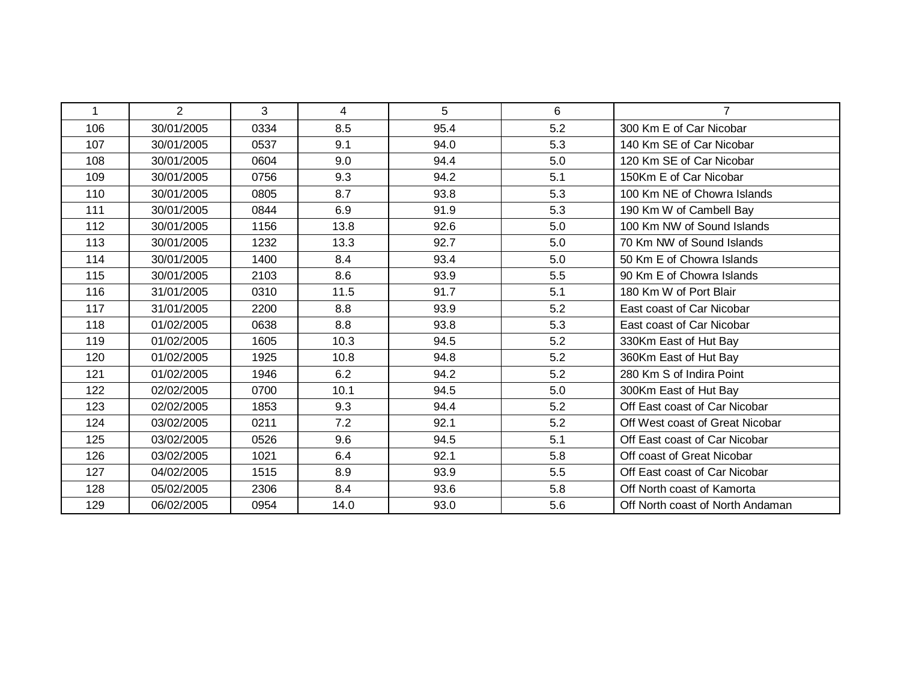| 1 | 2 | 3 | 4 | 5 | 6 | 7 |
|---|---|---|---|---|---|---|
| 106 | 30/01/2005 | 0334 | 8.5 | 95.4 | 5.2 | 300 Km E of Car Nicobar |
| 107 | 30/01/2005 | 0537 | 9.1 | 94.0 | 5.3 | 140 Km SE of Car Nicobar |
| 108 | 30/01/2005 | 0604 | 9.0 | 94.4 | 5.0 | 120 Km SE of Car Nicobar |
| 109 | 30/01/2005 | 0756 | 9.3 | 94.2 | 5.1 | 150Km E of Car Nicobar |
| 110 | 30/01/2005 | 0805 | 8.7 | 93.8 | 5.3 | 100 Km NE of Chowra Islands |
| 111 | 30/01/2005 | 0844 | 6.9 | 91.9 | 5.3 | 190 Km W of Cambell Bay |
| 112 | 30/01/2005 | 1156 | 13.8 | 92.6 | 5.0 | 100 Km NW of Sound Islands |
| 113 | 30/01/2005 | 1232 | 13.3 | 92.7 | 5.0 | 70 Km NW of Sound Islands |
| 114 | 30/01/2005 | 1400 | 8.4 | 93.4 | 5.0 | 50 Km E of Chowra Islands |
| 115 | 30/01/2005 | 2103 | 8.6 | 93.9 | 5.5 | 90 Km E of Chowra Islands |
| 116 | 31/01/2005 | 0310 | 11.5 | 91.7 | 5.1 | 180 Km W of Port Blair |
| 117 | 31/01/2005 | 2200 | 8.8 | 93.9 | 5.2 | East coast of Car Nicobar |
| 118 | 01/02/2005 | 0638 | 8.8 | 93.8 | 5.3 | East coast of Car Nicobar |
| 119 | 01/02/2005 | 1605 | 10.3 | 94.5 | 5.2 | 330Km East of Hut Bay |
| 120 | 01/02/2005 | 1925 | 10.8 | 94.8 | 5.2 | 360Km East of Hut Bay |
| 121 | 01/02/2005 | 1946 | 6.2 | 94.2 | 5.2 | 280 Km S of Indira Point |
| 122 | 02/02/2005 | 0700 | 10.1 | 94.5 | 5.0 | 300Km East of Hut Bay |
| 123 | 02/02/2005 | 1853 | 9.3 | 94.4 | 5.2 | Off East coast of Car Nicobar |
| 124 | 03/02/2005 | 0211 | 7.2 | 92.1 | 5.2 | Off West coast of Great Nicobar |
| 125 | 03/02/2005 | 0526 | 9.6 | 94.5 | 5.1 | Off East coast of Car Nicobar |
| 126 | 03/02/2005 | 1021 | 6.4 | 92.1 | 5.8 | Off coast of Great Nicobar |
| 127 | 04/02/2005 | 1515 | 8.9 | 93.9 | 5.5 | Off East coast of Car Nicobar |
| 128 | 05/02/2005 | 2306 | 8.4 | 93.6 | 5.8 | Off North coast of Kamorta |
| 129 | 06/02/2005 | 0954 | 14.0 | 93.0 | 5.6 | Off North coast of North Andaman |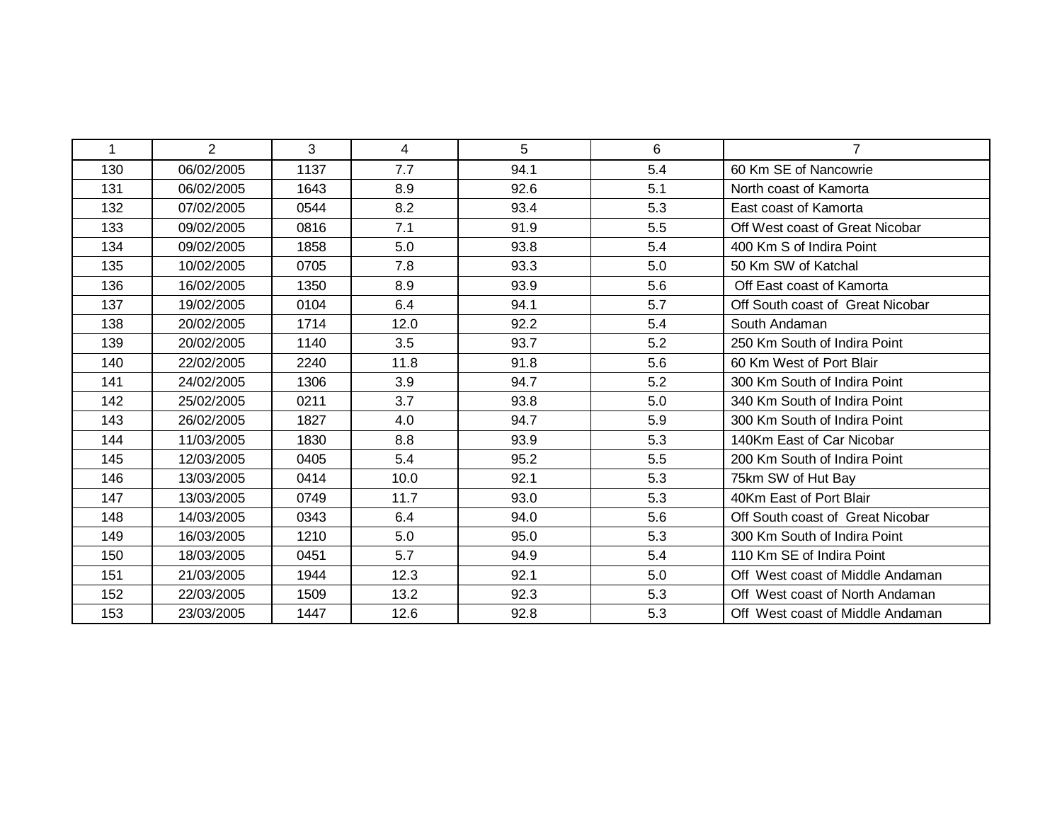| 1 | 2 | 3 | 4 | 5 | 6 | 7 |
|---|---|---|---|---|---|---|
| 130 | 06/02/2005 | 1137 | 7.7 | 94.1 | 5.4 | 60 Km SE of Nancowrie |
| 131 | 06/02/2005 | 1643 | 8.9 | 92.6 | 5.1 | North coast of Kamorta |
| 132 | 07/02/2005 | 0544 | 8.2 | 93.4 | 5.3 | East coast of Kamorta |
| 133 | 09/02/2005 | 0816 | 7.1 | 91.9 | 5.5 | Off West coast of Great Nicobar |
| 134 | 09/02/2005 | 1858 | 5.0 | 93.8 | 5.4 | 400 Km S of Indira Point |
| 135 | 10/02/2005 | 0705 | 7.8 | 93.3 | 5.0 | 50 Km SW of Katchal |
| 136 | 16/02/2005 | 1350 | 8.9 | 93.9 | 5.6 | Off East coast of Kamorta |
| 137 | 19/02/2005 | 0104 | 6.4 | 94.1 | 5.7 | Off South coast of Great Nicobar |
| 138 | 20/02/2005 | 1714 | 12.0 | 92.2 | 5.4 | South Andaman |
| 139 | 20/02/2005 | 1140 | 3.5 | 93.7 | 5.2 | 250 Km South of Indira Point |
| 140 | 22/02/2005 | 2240 | 11.8 | 91.8 | 5.6 | 60 Km West of Port Blair |
| 141 | 24/02/2005 | 1306 | 3.9 | 94.7 | 5.2 | 300 Km South of Indira Point |
| 142 | 25/02/2005 | 0211 | 3.7 | 93.8 | 5.0 | 340 Km South of Indira Point |
| 143 | 26/02/2005 | 1827 | 4.0 | 94.7 | 5.9 | 300 Km South of Indira Point |
| 144 | 11/03/2005 | 1830 | 8.8 | 93.9 | 5.3 | 140Km East of Car Nicobar |
| 145 | 12/03/2005 | 0405 | 5.4 | 95.2 | 5.5 | 200 Km South of Indira Point |
| 146 | 13/03/2005 | 0414 | 10.0 | 92.1 | 5.3 | 75km SW of Hut Bay |
| 147 | 13/03/2005 | 0749 | 11.7 | 93.0 | 5.3 | 40Km East of Port Blair |
| 148 | 14/03/2005 | 0343 | 6.4 | 94.0 | 5.6 | Off South coast of Great Nicobar |
| 149 | 16/03/2005 | 1210 | 5.0 | 95.0 | 5.3 | 300 Km South of Indira Point |
| 150 | 18/03/2005 | 0451 | 5.7 | 94.9 | 5.4 | 110 Km SE of Indira Point |
| 151 | 21/03/2005 | 1944 | 12.3 | 92.1 | 5.0 | Off West coast of Middle Andaman |
| 152 | 22/03/2005 | 1509 | 13.2 | 92.3 | 5.3 | Off West coast of North Andaman |
| 153 | 23/03/2005 | 1447 | 12.6 | 92.8 | 5.3 | Off West coast of Middle Andaman |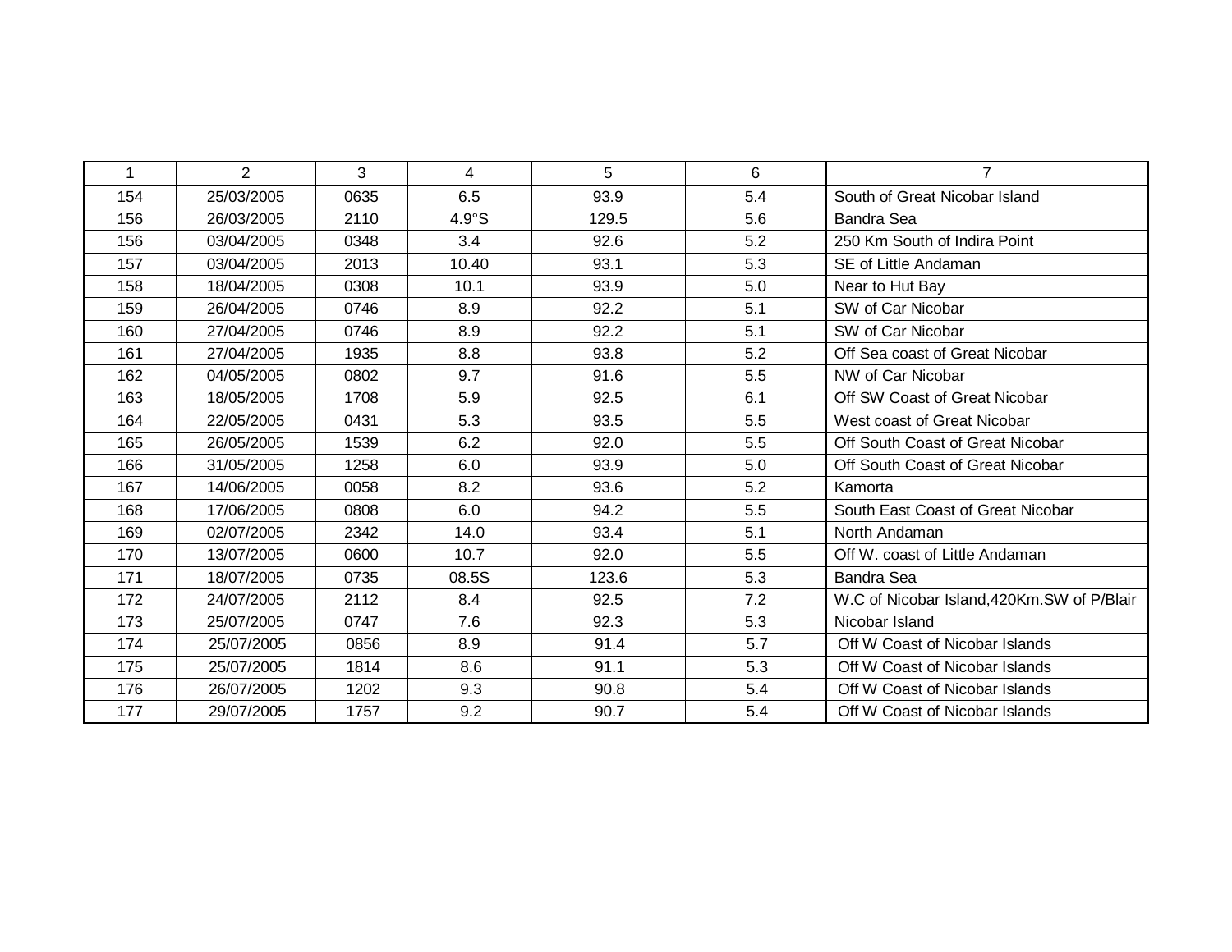| 1 | 2 | 3 | 4 | 5 | 6 | 7 |
|---|---|---|---|---|---|---|
| 154 | 25/03/2005 | 0635 | 6.5 | 93.9 | 5.4 | South of Great Nicobar Island |
| 156 | 26/03/2005 | 2110 | 4.9°S | 129.5 | 5.6 | Bandra Sea |
| 156 | 03/04/2005 | 0348 | 3.4 | 92.6 | 5.2 | 250 Km South of Indira Point |
| 157 | 03/04/2005 | 2013 | 10.40 | 93.1 | 5.3 | SE of Little Andaman |
| 158 | 18/04/2005 | 0308 | 10.1 | 93.9 | 5.0 | Near to Hut Bay |
| 159 | 26/04/2005 | 0746 | 8.9 | 92.2 | 5.1 | SW of Car Nicobar |
| 160 | 27/04/2005 | 0746 | 8.9 | 92.2 | 5.1 | SW of Car Nicobar |
| 161 | 27/04/2005 | 1935 | 8.8 | 93.8 | 5.2 | Off Sea coast of Great Nicobar |
| 162 | 04/05/2005 | 0802 | 9.7 | 91.6 | 5.5 | NW of Car Nicobar |
| 163 | 18/05/2005 | 1708 | 5.9 | 92.5 | 6.1 | Off SW Coast of Great Nicobar |
| 164 | 22/05/2005 | 0431 | 5.3 | 93.5 | 5.5 | West coast of Great Nicobar |
| 165 | 26/05/2005 | 1539 | 6.2 | 92.0 | 5.5 | Off South Coast of Great Nicobar |
| 166 | 31/05/2005 | 1258 | 6.0 | 93.9 | 5.0 | Off South Coast of Great Nicobar |
| 167 | 14/06/2005 | 0058 | 8.2 | 93.6 | 5.2 | Kamorta |
| 168 | 17/06/2005 | 0808 | 6.0 | 94.2 | 5.5 | South East Coast of Great Nicobar |
| 169 | 02/07/2005 | 2342 | 14.0 | 93.4 | 5.1 | North Andaman |
| 170 | 13/07/2005 | 0600 | 10.7 | 92.0 | 5.5 | Off W. coast of Little Andaman |
| 171 | 18/07/2005 | 0735 | 08.5S | 123.6 | 5.3 | Bandra Sea |
| 172 | 24/07/2005 | 2112 | 8.4 | 92.5 | 7.2 | W.C of Nicobar Island,420Km.SW of P/Blair |
| 173 | 25/07/2005 | 0747 | 7.6 | 92.3 | 5.3 | Nicobar Island |
| 174 | 25/07/2005 | 0856 | 8.9 | 91.4 | 5.7 | Off W Coast of Nicobar Islands |
| 175 | 25/07/2005 | 1814 | 8.6 | 91.1 | 5.3 | Off W Coast of Nicobar Islands |
| 176 | 26/07/2005 | 1202 | 9.3 | 90.8 | 5.4 | Off W Coast of Nicobar Islands |
| 177 | 29/07/2005 | 1757 | 9.2 | 90.7 | 5.4 | Off W Coast of Nicobar Islands |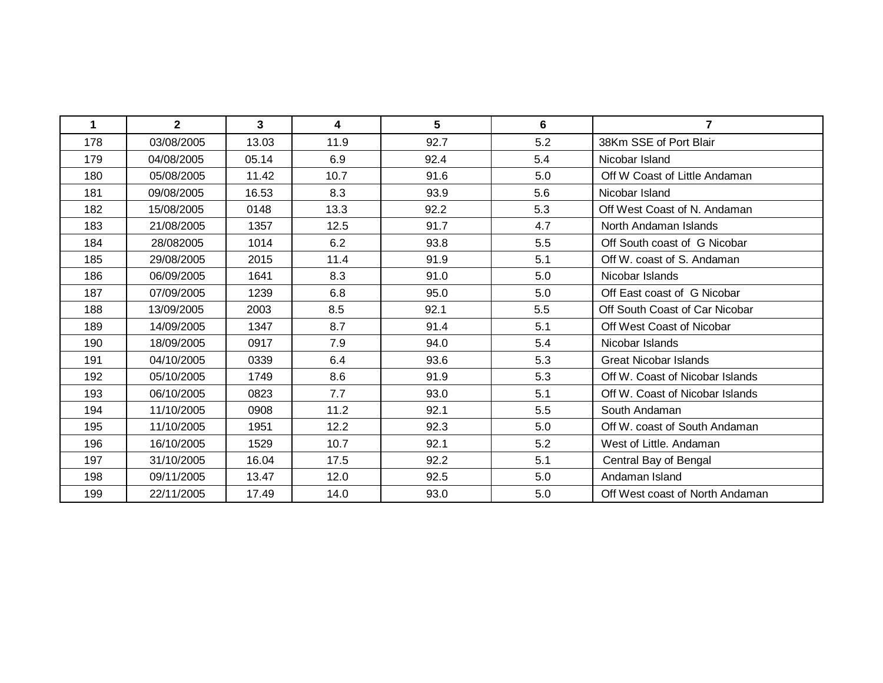| 1 | 2 | 3 | 4 | 5 | 6 | 7 |
|---|---|---|---|---|---|---|
| 178 | 03/08/2005 | 13.03 | 11.9 | 92.7 | 5.2 | 38Km SSE of Port Blair |
| 179 | 04/08/2005 | 05.14 | 6.9 | 92.4 | 5.4 | Nicobar Island |
| 180 | 05/08/2005 | 11.42 | 10.7 | 91.6 | 5.0 | Off W Coast of Little Andaman |
| 181 | 09/08/2005 | 16.53 | 8.3 | 93.9 | 5.6 | Nicobar Island |
| 182 | 15/08/2005 | 0148 | 13.3 | 92.2 | 5.3 | Off West Coast of N. Andaman |
| 183 | 21/08/2005 | 1357 | 12.5 | 91.7 | 4.7 | North Andaman Islands |
| 184 | 28/082005 | 1014 | 6.2 | 93.8 | 5.5 | Off South coast of G Nicobar |
| 185 | 29/08/2005 | 2015 | 11.4 | 91.9 | 5.1 | Off W. coast of S. Andaman |
| 186 | 06/09/2005 | 1641 | 8.3 | 91.0 | 5.0 | Nicobar Islands |
| 187 | 07/09/2005 | 1239 | 6.8 | 95.0 | 5.0 | Off East coast of G Nicobar |
| 188 | 13/09/2005 | 2003 | 8.5 | 92.1 | 5.5 | Off South Coast of Car Nicobar |
| 189 | 14/09/2005 | 1347 | 8.7 | 91.4 | 5.1 | Off West Coast of Nicobar |
| 190 | 18/09/2005 | 0917 | 7.9 | 94.0 | 5.4 | Nicobar Islands |
| 191 | 04/10/2005 | 0339 | 6.4 | 93.6 | 5.3 | Great Nicobar Islands |
| 192 | 05/10/2005 | 1749 | 8.6 | 91.9 | 5.3 | Off W. Coast of Nicobar Islands |
| 193 | 06/10/2005 | 0823 | 7.7 | 93.0 | 5.1 | Off W. Coast of Nicobar Islands |
| 194 | 11/10/2005 | 0908 | 11.2 | 92.1 | 5.5 | South Andaman |
| 195 | 11/10/2005 | 1951 | 12.2 | 92.3 | 5.0 | Off W. coast of South Andaman |
| 196 | 16/10/2005 | 1529 | 10.7 | 92.1 | 5.2 | West of Little. Andaman |
| 197 | 31/10/2005 | 16.04 | 17.5 | 92.2 | 5.1 | Central Bay of Bengal |
| 198 | 09/11/2005 | 13.47 | 12.0 | 92.5 | 5.0 | Andaman Island |
| 199 | 22/11/2005 | 17.49 | 14.0 | 93.0 | 5.0 | Off West coast of North Andaman |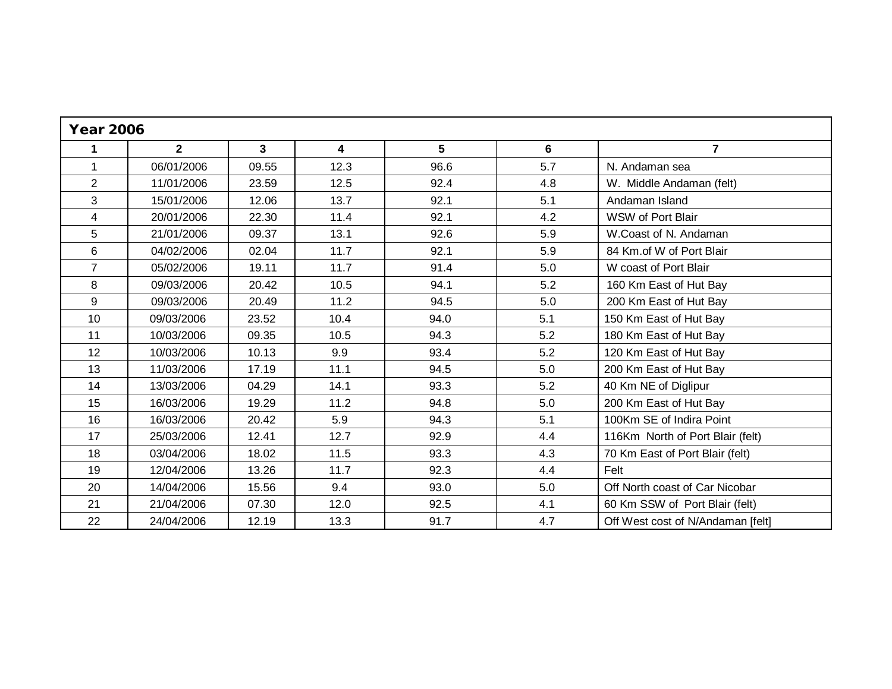**Year 2006**

| 1 | 2 | 3 | 4 | 5 | 6 | 7 |
|---|---|---|---|---|---|---|
| 1 | 06/01/2006 | 09.55 | 12.3 | 96.6 | 5.7 | N. Andaman sea |
| 2 | 11/01/2006 | 23.59 | 12.5 | 92.4 | 4.8 | W. Middle Andaman (felt) |
| 3 | 15/01/2006 | 12.06 | 13.7 | 92.1 | 5.1 | Andaman Island |
| 4 | 20/01/2006 | 22.30 | 11.4 | 92.1 | 4.2 | WSW of Port Blair |
| 5 | 21/01/2006 | 09.37 | 13.1 | 92.6 | 5.9 | W.Coast of N. Andaman |
| 6 | 04/02/2006 | 02.04 | 11.7 | 92.1 | 5.9 | 84 Km.of W of Port Blair |
| 7 | 05/02/2006 | 19.11 | 11.7 | 91.4 | 5.0 | W coast of Port Blair |
| 8 | 09/03/2006 | 20.42 | 10.5 | 94.1 | 5.2 | 160 Km East of Hut Bay |
| 9 | 09/03/2006 | 20.49 | 11.2 | 94.5 | 5.0 | 200 Km East of Hut Bay |
| 10 | 09/03/2006 | 23.52 | 10.4 | 94.0 | 5.1 | 150 Km East of Hut Bay |
| 11 | 10/03/2006 | 09.35 | 10.5 | 94.3 | 5.2 | 180 Km East of Hut Bay |
| 12 | 10/03/2006 | 10.13 | 9.9 | 93.4 | 5.2 | 120 Km East of Hut Bay |
| 13 | 11/03/2006 | 17.19 | 11.1 | 94.5 | 5.0 | 200 Km East of Hut Bay |
| 14 | 13/03/2006 | 04.29 | 14.1 | 93.3 | 5.2 | 40 Km NE of Diglipur |
| 15 | 16/03/2006 | 19.29 | 11.2 | 94.8 | 5.0 | 200 Km East of Hut Bay |
| 16 | 16/03/2006 | 20.42 | 5.9 | 94.3 | 5.1 | 100Km SE of Indira Point |
| 17 | 25/03/2006 | 12.41 | 12.7 | 92.9 | 4.4 | 116Km North of Port Blair (felt) |
| 18 | 03/04/2006 | 18.02 | 11.5 | 93.3 | 4.3 | 70 Km East of Port Blair (felt) |
| 19 | 12/04/2006 | 13.26 | 11.7 | 92.3 | 4.4 | Felt |
| 20 | 14/04/2006 | 15.56 | 9.4 | 93.0 | 5.0 | Off North coast of Car Nicobar |
| 21 | 21/04/2006 | 07.30 | 12.0 | 92.5 | 4.1 | 60 Km SSW of Port Blair (felt) |
| 22 | 24/04/2006 | 12.19 | 13.3 | 91.7 | 4.7 | Off West cost of N/Andaman [felt] |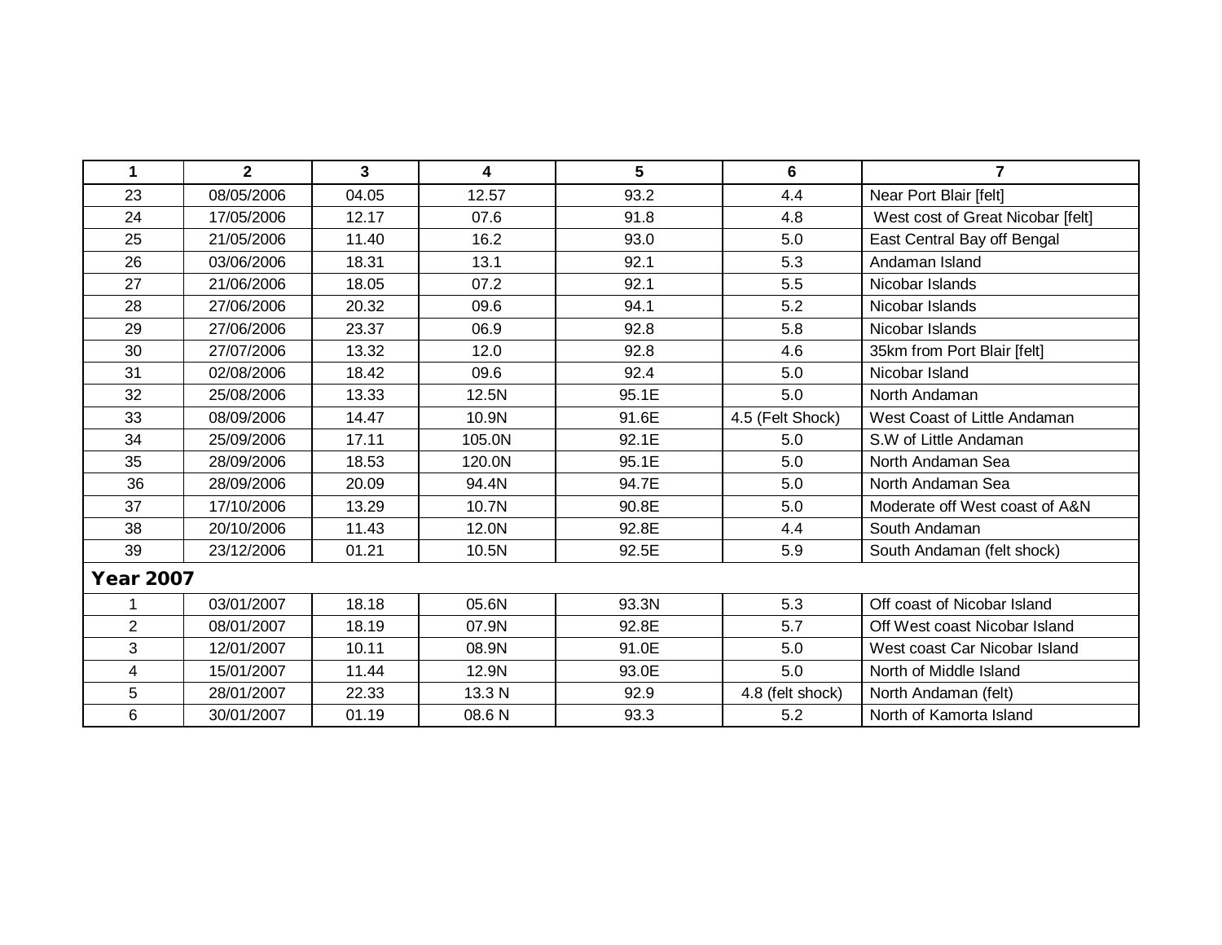| 1 | 2 | 3 | 4 | 5 | 6 | 7 |
|---|---|---|---|---|---|---|
| 23 | 08/05/2006 | 04.05 | 12.57 | 93.2 | 4.4 | Near Port Blair [felt] |
| 24 | 17/05/2006 | 12.17 | 07.6 | 91.8 | 4.8 | West cost of Great Nicobar [felt] |
| 25 | 21/05/2006 | 11.40 | 16.2 | 93.0 | 5.0 | East Central Bay off Bengal |
| 26 | 03/06/2006 | 18.31 | 13.1 | 92.1 | 5.3 | Andaman Island |
| 27 | 21/06/2006 | 18.05 | 07.2 | 92.1 | 5.5 | Nicobar Islands |
| 28 | 27/06/2006 | 20.32 | 09.6 | 94.1 | 5.2 | Nicobar Islands |
| 29 | 27/06/2006 | 23.37 | 06.9 | 92.8 | 5.8 | Nicobar Islands |
| 30 | 27/07/2006 | 13.32 | 12.0 | 92.8 | 4.6 | 35km from Port Blair [felt] |
| 31 | 02/08/2006 | 18.42 | 09.6 | 92.4 | 5.0 | Nicobar Island |
| 32 | 25/08/2006 | 13.33 | 12.5N | 95.1E | 5.0 | North Andaman |
| 33 | 08/09/2006 | 14.47 | 10.9N | 91.6E | 4.5 (Felt Shock) | West Coast of Little Andaman |
| 34 | 25/09/2006 | 17.11 | 105.0N | 92.1E | 5.0 | S.W of Little Andaman |
| 35 | 28/09/2006 | 18.53 | 120.0N | 95.1E | 5.0 | North Andaman Sea |
| 36 | 28/09/2006 | 20.09 | 94.4N | 94.7E | 5.0 | North Andaman Sea |
| 37 | 17/10/2006 | 13.29 | 10.7N | 90.8E | 5.0 | Moderate off West coast of A&N |
| 38 | 20/10/2006 | 11.43 | 12.0N | 92.8E | 4.4 | South Andaman |
| 39 | 23/12/2006 | 01.21 | 10.5N | 92.5E | 5.9 | South Andaman (felt shock) |
| **Year 2007** | | | | | | |
| 1 | 03/01/2007 | 18.18 | 05.6N | 93.3N | 5.3 | Off coast of Nicobar Island |
| 2 | 08/01/2007 | 18.19 | 07.9N | 92.8E | 5.7 | Off West coast Nicobar Island |
| 3 | 12/01/2007 | 10.11 | 08.9N | 91.0E | 5.0 | West coast Car Nicobar Island |
| 4 | 15/01/2007 | 11.44 | 12.9N | 93.0E | 5.0 | North of Middle Island |
| 5 | 28/01/2007 | 22.33 | 13.3 N | 92.9 | 4.8 (felt shock) | North Andaman (felt) |
| 6 | 30/01/2007 | 01.19 | 08.6 N | 93.3 | 5.2 | North of Kamorta Island |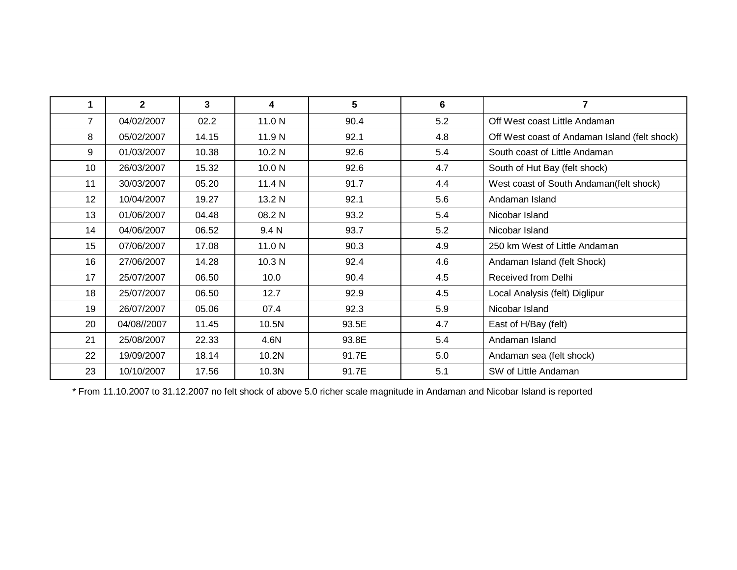| 1 | 2 | 3 | 4 | 5 | 6 | 7 |
|---|---|---|---|---|---|---|
| 7 | 04/02/2007 | 02.2 | 11.0 N | 90.4 | 5.2 | Off West coast Little Andaman |
| 8 | 05/02/2007 | 14.15 | 11.9 N | 92.1 | 4.8 | Off West coast of Andaman Island (felt shock) |
| 9 | 01/03/2007 | 10.38 | 10.2 N | 92.6 | 5.4 | South coast of Little Andaman |
| 10 | 26/03/2007 | 15.32 | 10.0 N | 92.6 | 4.7 | South of Hut Bay (felt shock) |
| 11 | 30/03/2007 | 05.20 | 11.4 N | 91.7 | 4.4 | West coast of South Andaman(felt shock) |
| 12 | 10/04/2007 | 19.27 | 13.2 N | 92.1 | 5.6 | Andaman Island |
| 13 | 01/06/2007 | 04.48 | 08.2 N | 93.2 | 5.4 | Nicobar Island |
| 14 | 04/06/2007 | 06.52 | 9.4 N | 93.7 | 5.2 | Nicobar Island |
| 15 | 07/06/2007 | 17.08 | 11.0 N | 90.3 | 4.9 | 250 km West of Little Andaman |
| 16 | 27/06/2007 | 14.28 | 10.3 N | 92.4 | 4.6 | Andaman Island (felt Shock) |
| 17 | 25/07/2007 | 06.50 | 10.0 | 90.4 | 4.5 | Received from Delhi |
| 18 | 25/07/2007 | 06.50 | 12.7 | 92.9 | 4.5 | Local Analysis (felt) Diglipur |
| 19 | 26/07/2007 | 05.06 | 07.4 | 92.3 | 5.9 | Nicobar Island |
| 20 | 04/08//2007 | 11.45 | 10.5N | 93.5E | 4.7 | East of H/Bay (felt) |
| 21 | 25/08/2007 | 22.33 | 4.6N | 93.8E | 5.4 | Andaman Island |
| 22 | 19/09/2007 | 18.14 | 10.2N | 91.7E | 5.0 | Andaman sea (felt shock) |
| 23 | 10/10/2007 | 17.56 | 10.3N | 91.7E | 5.1 | SW of Little Andaman |

* From 11.10.2007 to 31.12.2007 no felt shock of above 5.0 richer scale magnitude in Andaman and Nicobar Island is reported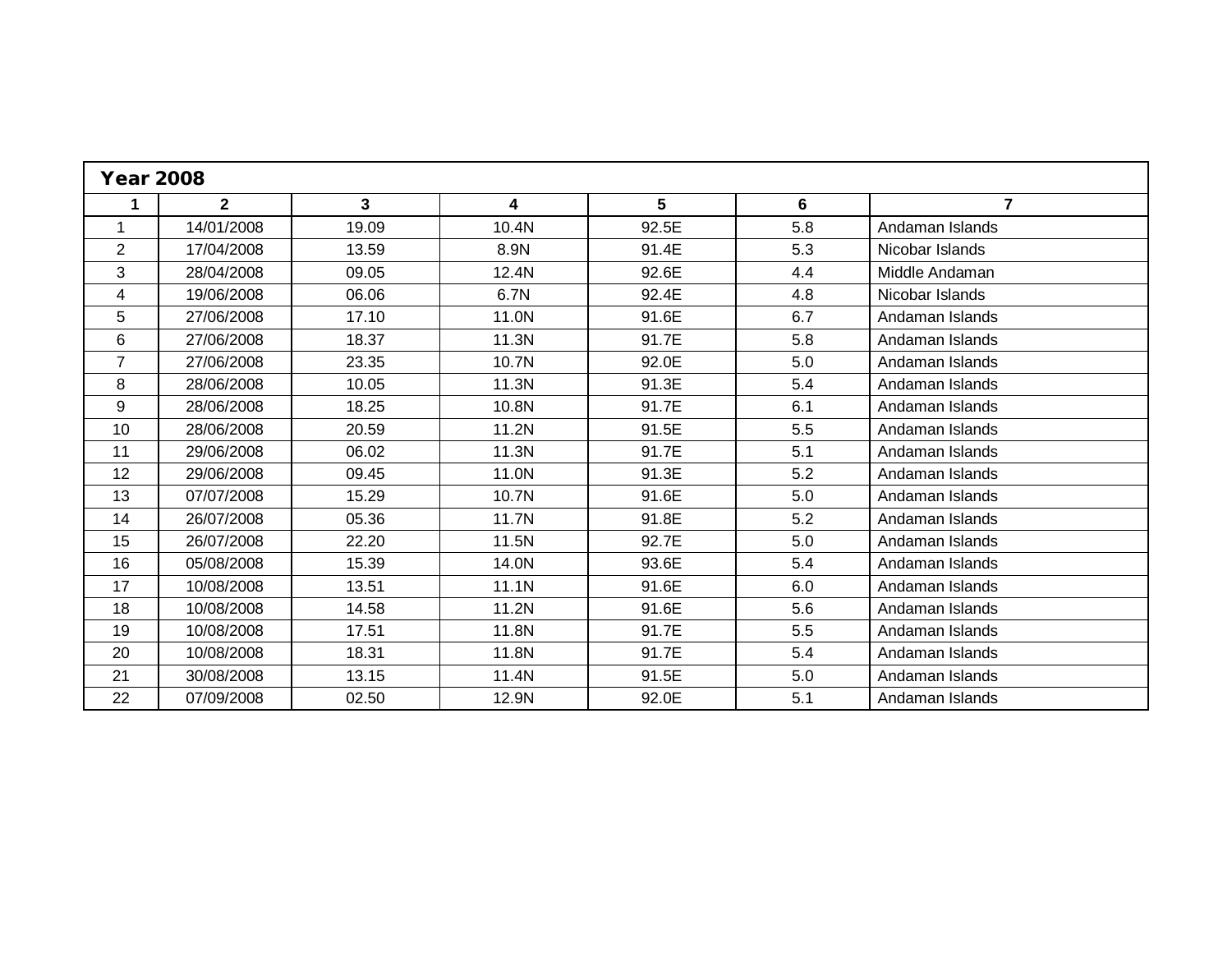**Year 2008**

| 1 | 2 | 3 | 4 | 5 | 6 | 7 |
|---|---|---|---|---|---|---|
| 1 | 14/01/2008 | 19.09 | 10.4N | 92.5E | 5.8 | Andaman Islands |
| 2 | 17/04/2008 | 13.59 | 8.9N | 91.4E | 5.3 | Nicobar Islands |
| 3 | 28/04/2008 | 09.05 | 12.4N | 92.6E | 4.4 | Middle Andaman |
| 4 | 19/06/2008 | 06.06 | 6.7N | 92.4E | 4.8 | Nicobar Islands |
| 5 | 27/06/2008 | 17.10 | 11.0N | 91.6E | 6.7 | Andaman Islands |
| 6 | 27/06/2008 | 18.37 | 11.3N | 91.7E | 5.8 | Andaman Islands |
| 7 | 27/06/2008 | 23.35 | 10.7N | 92.0E | 5.0 | Andaman Islands |
| 8 | 28/06/2008 | 10.05 | 11.3N | 91.3E | 5.4 | Andaman Islands |
| 9 | 28/06/2008 | 18.25 | 10.8N | 91.7E | 6.1 | Andaman Islands |
| 10 | 28/06/2008 | 20.59 | 11.2N | 91.5E | 5.5 | Andaman Islands |
| 11 | 29/06/2008 | 06.02 | 11.3N | 91.7E | 5.1 | Andaman Islands |
| 12 | 29/06/2008 | 09.45 | 11.0N | 91.3E | 5.2 | Andaman Islands |
| 13 | 07/07/2008 | 15.29 | 10.7N | 91.6E | 5.0 | Andaman Islands |
| 14 | 26/07/2008 | 05.36 | 11.7N | 91.8E | 5.2 | Andaman Islands |
| 15 | 26/07/2008 | 22.20 | 11.5N | 92.7E | 5.0 | Andaman Islands |
| 16 | 05/08/2008 | 15.39 | 14.0N | 93.6E | 5.4 | Andaman Islands |
| 17 | 10/08/2008 | 13.51 | 11.1N | 91.6E | 6.0 | Andaman Islands |
| 18 | 10/08/2008 | 14.58 | 11.2N | 91.6E | 5.6 | Andaman Islands |
| 19 | 10/08/2008 | 17.51 | 11.8N | 91.7E | 5.5 | Andaman Islands |
| 20 | 10/08/2008 | 18.31 | 11.8N | 91.7E | 5.4 | Andaman Islands |
| 21 | 30/08/2008 | 13.15 | 11.4N | 91.5E | 5.0 | Andaman Islands |
| 22 | 07/09/2008 | 02.50 | 12.9N | 92.0E | 5.1 | Andaman Islands |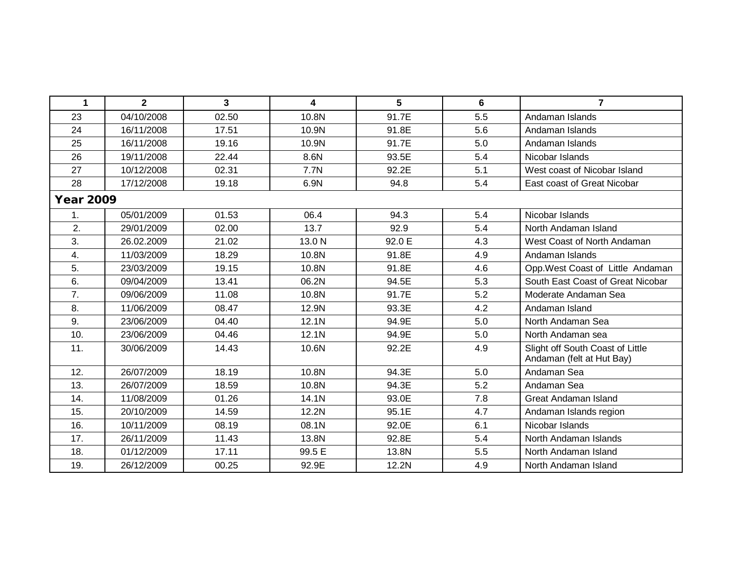| 1 | 2 | 3 | 4 | 5 | 6 | 7 |
|---|---|---|---|---|---|---|
| 23 | 04/10/2008 | 02.50 | 10.8N | 91.7E | 5.5 | Andaman Islands |
| 24 | 16/11/2008 | 17.51 | 10.9N | 91.8E | 5.6 | Andaman Islands |
| 25 | 16/11/2008 | 19.16 | 10.9N | 91.7E | 5.0 | Andaman Islands |
| 26 | 19/11/2008 | 22.44 | 8.6N | 93.5E | 5.4 | Nicobar Islands |
| 27 | 10/12/2008 | 02.31 | 7.7N | 92.2E | 5.1 | West coast of Nicobar Island |
| 28 | 17/12/2008 | 19.18 | 6.9N | 94.8 | 5.4 | East coast of Great Nicobar |
| **Year 2009** | | | | | | |
| 1. | 05/01/2009 | 01.53 | 06.4 | 94.3 | 5.4 | Nicobar Islands |
| 2. | 29/01/2009 | 02.00 | 13.7 | 92.9 | 5.4 | North Andaman Island |
| 3. | 26.02.2009 | 21.02 | 13.0 N | 92.0 E | 4.3 | West Coast of North Andaman |
| 4. | 11/03/2009 | 18.29 | 10.8N | 91.8E | 4.9 | Andaman Islands |
| 5. | 23/03/2009 | 19.15 | 10.8N | 91.8E | 4.6 | Opp.West Coast of Little Andaman |
| 6. | 09/04/2009 | 13.41 | 06.2N | 94.5E | 5.3 | South East Coast of Great Nicobar |
| 7. | 09/06/2009 | 11.08 | 10.8N | 91.7E | 5.2 | Moderate Andaman Sea |
| 8. | 11/06/2009 | 08.47 | 12.9N | 93.3E | 4.2 | Andaman Island |
| 9. | 23/06/2009 | 04.40 | 12.1N | 94.9E | 5.0 | North Andaman Sea |
| 10. | 23/06/2009 | 04.46 | 12.1N | 94.9E | 5.0 | North Andaman sea |
| 11. | 30/06/2009 | 14.43 | 10.6N | 92.2E | 4.9 | Slight off South Coast of Little Andaman (felt at Hut Bay) |
| 12. | 26/07/2009 | 18.19 | 10.8N | 94.3E | 5.0 | Andaman Sea |
| 13. | 26/07/2009 | 18.59 | 10.8N | 94.3E | 5.2 | Andaman Sea |
| 14. | 11/08/2009 | 01.26 | 14.1N | 93.0E | 7.8 | Great Andaman Island |
| 15. | 20/10/2009 | 14.59 | 12.2N | 95.1E | 4.7 | Andaman Islands region |
| 16. | 10/11/2009 | 08.19 | 08.1N | 92.0E | 6.1 | Nicobar Islands |
| 17. | 26/11/2009 | 11.43 | 13.8N | 92.8E | 5.4 | North Andaman Islands |
| 18. | 01/12/2009 | 17.11 | 99.5 E | 13.8N | 5.5 | North Andaman Island |
| 19. | 26/12/2009 | 00.25 | 92.9E | 12.2N | 4.9 | North Andaman Island |